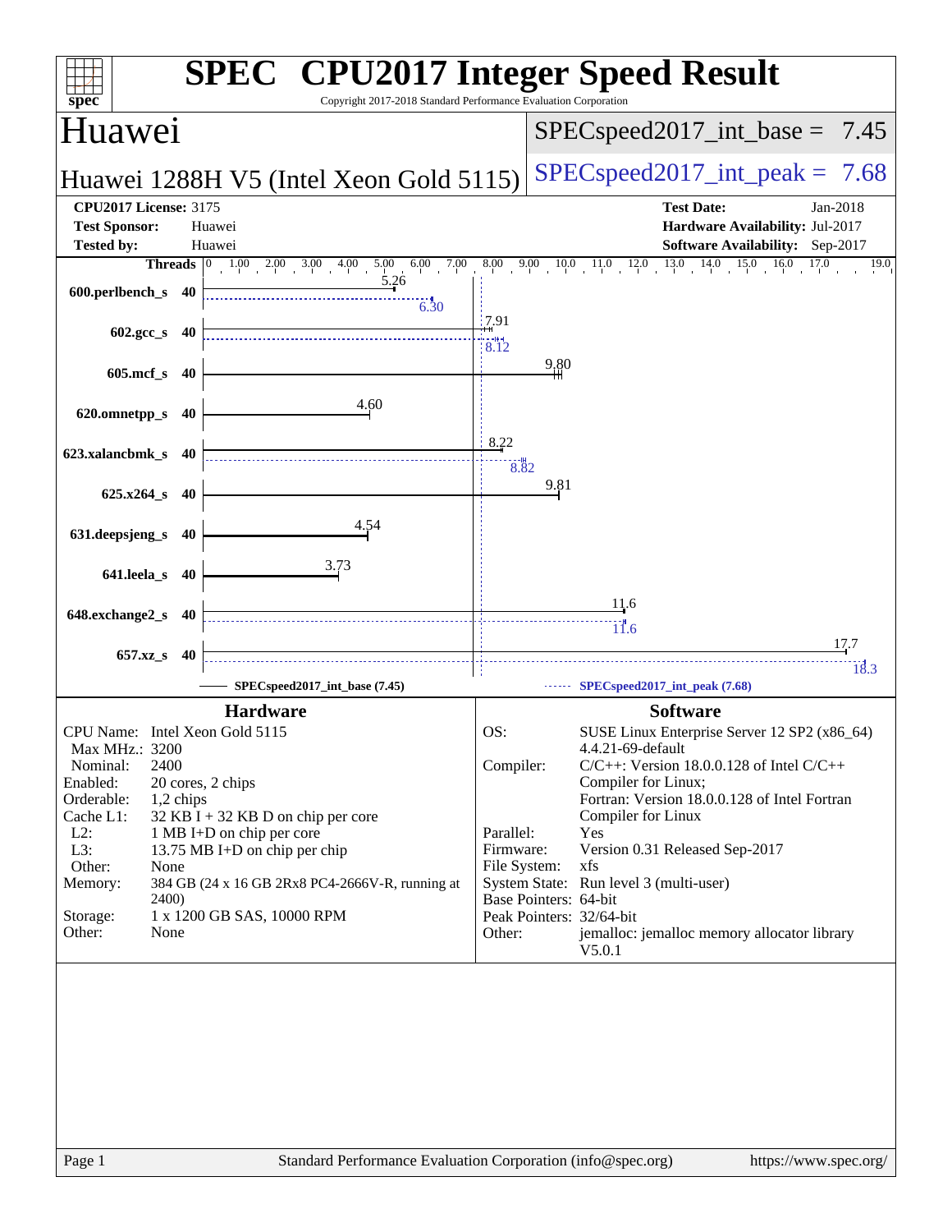# SPEC® CPU2017 Integer Speed Result

Copyright 2017-2018 Standard Performance Evaluation Corporation

## Huawei

**Huawei 1288H V5 (Intel Xeon Gold 5115)**

SPECspeed2017_int_base = 7.45

SPECspeed2017_int_peak = 7.68

**CPU2017 License:** 3175
**Test Sponsor:** Huawei
**Tested by:** Huawei

**Test Date:** Jan-2018
**Hardware Availability:** Jul-2017
**Software Availability:** Sep-2017

| Benchmark | Threads | Base | Peak |
|---|---|---|---|
| 600.perlbench_s | 40 | 5.26 | 6.30 |
| 602.gcc_s | 40 | 7.91 | 8.12 |
| 605.mcf_s | 40 | 9.80 | |
| 620.omnetpp_s | 40 | 4.60 | |
| 623.xalancbmk_s | 40 | 8.22 | 8.82 |
| 625.x264_s | 40 | 9.81 | |
| 631.deepsjeng_s | 40 | 4.54 | |
| 641.leela_s | 40 | 3.73 | |
| 648.exchange2_s | 40 | 11.6 | 11.6 |
| 657.xz_s | 40 | 17.7 | 18.3 |

SPECspeed2017_int_base (7.45) — SPECspeed2017_int_peak (7.68)

### Hardware

| | |
|---|---|
| CPU Name: | Intel Xeon Gold 5115 |
| Max MHz.: | 3200 |
| Nominal: | 2400 |
| Enabled: | 20 cores, 2 chips |
| Orderable: | 1,2 chips |
| Cache L1: | 32 KB I + 32 KB D on chip per core |
| L2: | 1 MB I+D on chip per core |
| L3: | 13.75 MB I+D on chip per chip |
| Other: | None |
| Memory: | 384 GB (24 x 16 GB 2Rx8 PC4-2666V-R, running at 2400) |
| Storage: | 1 x 1200 GB SAS, 10000 RPM |
| Other: | None |

### Software

| | |
|---|---|
| OS: | SUSE Linux Enterprise Server 12 SP2 (x86_64) 4.4.21-69-default |
| Compiler: | C/C++: Version 18.0.0.128 of Intel C/C++ Compiler for Linux; Fortran: Version 18.0.0.128 of Intel Fortran Compiler for Linux |
| Parallel: | Yes |
| Firmware: | Version 0.31 Released Sep-2017 |
| File System: | xfs |
| System State: | Run level 3 (multi-user) |
| Base Pointers: | 64-bit |
| Peak Pointers: | 32/64-bit |
| Other: | jemalloc: jemalloc memory allocator library V5.0.1 |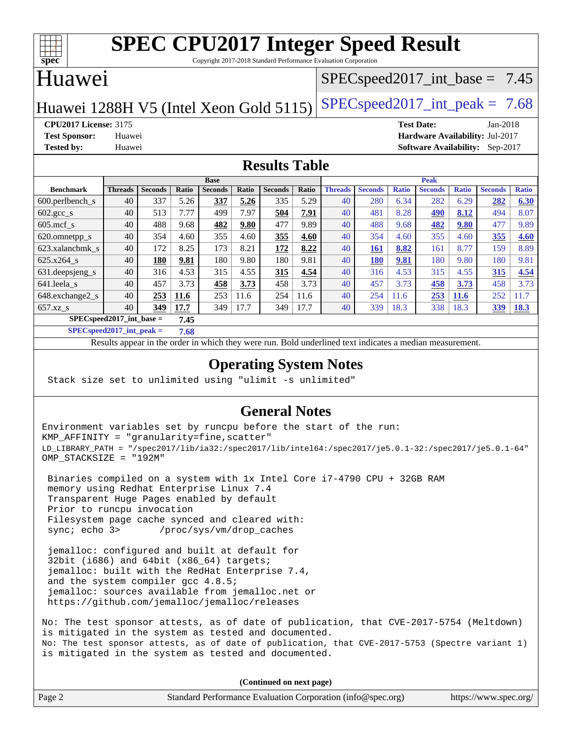# SPEC CPU2017 Integer Speed Result

Copyright 2017-2018 Standard Performance Evaluation Corporation

## Huawei

Huawei 1288H V5 (Intel Xeon Gold 5115)

SPECspeed2017_int_base = 7.45

SPECspeed2017_int_peak = 7.68

**CPU2017 License:** 3175
**Test Sponsor:** Huawei
**Tested by:** Huawei

**Test Date:** Jan-2018
**Hardware Availability:** Jul-2017
**Software Availability:** Sep-2017

## Results Table

| Benchmark | Base | | | | | | | Peak | | | | | | |
|---|---|---|---|---|---|---|---|---|---|---|---|---|---|---|
| | Threads | Seconds | Ratio | Seconds | Ratio | Seconds | Ratio | Threads | Seconds | Ratio | Seconds | Ratio | Seconds | Ratio |
| 600.perlbench_s | 40 | 337 | 5.26 | **337** | **5.26** | 335 | 5.29 | 40 | 280 | 6.34 | 282 | 6.29 | **282** | **6.30** |
| 602.gcc_s | 40 | 513 | 7.77 | 499 | 7.97 | **504** | **7.91** | 40 | 481 | 8.28 | **490** | **8.12** | 494 | 8.07 |
| 605.mcf_s | 40 | 488 | 9.68 | **482** | **9.80** | 477 | 9.89 | 40 | 488 | 9.68 | **482** | **9.80** | 477 | 9.89 |
| 620.omnetpp_s | 40 | 354 | 4.60 | 355 | 4.60 | **355** | **4.60** | 40 | 354 | 4.60 | 355 | 4.60 | **355** | **4.60** |
| 623.xalancbmk_s | 40 | 172 | 8.25 | 173 | 8.21 | **172** | **8.22** | 40 | **161** | **8.82** | 161 | 8.77 | 159 | 8.89 |
| 625.x264_s | 40 | **180** | **9.81** | 180 | 9.80 | 180 | 9.81 | 40 | **180** | **9.81** | 180 | 9.80 | 180 | 9.81 |
| 631.deepsjeng_s | 40 | 316 | 4.53 | 315 | 4.55 | **315** | **4.54** | 40 | 316 | 4.53 | 315 | 4.55 | **315** | **4.54** |
| 641.leela_s | 40 | 457 | 3.73 | **458** | **3.73** | 458 | 3.73 | 40 | 457 | 3.73 | **458** | **3.73** | 458 | 3.73 |
| 648.exchange2_s | 40 | **253** | **11.6** | 253 | 11.6 | 254 | 11.6 | 40 | 254 | 11.6 | **253** | **11.6** | 252 | 11.7 |
| 657.xz_s | 40 | **349** | **17.7** | 349 | 17.7 | 349 | 17.7 | 40 | 339 | 18.3 | 338 | 18.3 | **339** | **18.3** |

**SPECspeed2017_int_base = 7.45**

**SPECspeed2017_int_peak = 7.68**

Results appear in the order in which they were run. Bold underlined text indicates a median measurement.

## Operating System Notes

```
Stack size set to unlimited using "ulimit -s unlimited"
```

## General Notes

```
Environment variables set by runcpu before the start of the run:
KMP_AFFINITY = "granularity=fine,scatter"
LD_LIBRARY_PATH = "/spec2017/lib/ia32:/spec2017/lib/intel64:/spec2017/je5.0.1-32:/spec2017/je5.0.1-64"
OMP_STACKSIZE = "192M"

 Binaries compiled on a system with 1x Intel Core i7-4790 CPU + 32GB RAM
 memory using Redhat Enterprise Linux 7.4
 Transparent Huge Pages enabled by default
 Prior to runcpu invocation
 Filesystem page cache synced and cleared with:
 sync; echo 3>       /proc/sys/vm/drop_caches

 jemalloc: configured and built at default for
 32bit (i686) and 64bit (x86_64) targets;
 jemalloc: built with the RedHat Enterprise 7.4,
 and the system compiler gcc 4.8.5;
 jemalloc: sources available from jemalloc.net or
 https://github.com/jemalloc/jemalloc/releases

No: The test sponsor attests, as of date of publication, that CVE-2017-5754 (Meltdown)
is mitigated in the system as tested and documented.
No: The test sponsor attests, as of date of publication, that CVE-2017-5753 (Spectre variant 1)
is mitigated in the system as tested and documented.
```

**(Continued on next page)**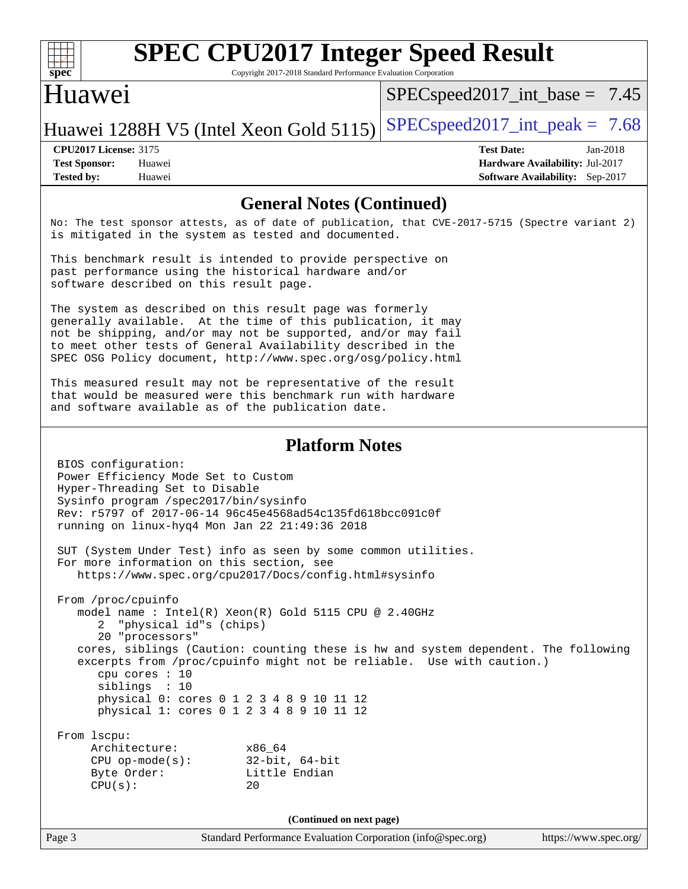## General Notes (Continued)

No: The test sponsor attests, as of date of publication, that CVE-2017-5715 (Spectre variant 2) is mitigated in the system as tested and documented.

This benchmark result is intended to provide perspective on past performance using the historical hardware and/or software described on this result page.

The system as described on this result page was formerly generally available. At the time of this publication, it may not be shipping, and/or may not be supported, and/or may fail to meet other tests of General Availability described in the SPEC OSG Policy document, http://www.spec.org/osg/policy.html

This measured result may not be representative of the result that would be measured were this benchmark run with hardware and software available as of the publication date.

## Platform Notes

```
BIOS configuration:
Power Efficiency Mode Set to Custom
Hyper-Threading Set to Disable
Sysinfo program /spec2017/bin/sysinfo
Rev: r5797 of 2017-06-14 96c45e4568ad54c135fd618bcc091c0f
running on linux-hyq4 Mon Jan 22 21:49:36 2018

SUT (System Under Test) info as seen by some common utilities.
For more information on this section, see
   https://www.spec.org/cpu2017/Docs/config.html#sysinfo

From /proc/cpuinfo
   model name : Intel(R) Xeon(R) Gold 5115 CPU @ 2.40GHz
      2  "physical id"s (chips)
      20 "processors"
   cores, siblings (Caution: counting these is hw and system dependent. The following
   excerpts from /proc/cpuinfo might not be reliable.  Use with caution.)
      cpu cores : 10
      siblings  : 10
      physical 0: cores 0 1 2 3 4 8 9 10 11 12
      physical 1: cores 0 1 2 3 4 8 9 10 11 12

From lscpu:
     Architecture:          x86_64
     CPU op-mode(s):        32-bit, 64-bit
     Byte Order:            Little Endian
     CPU(s):                20
```

(Continued on next page)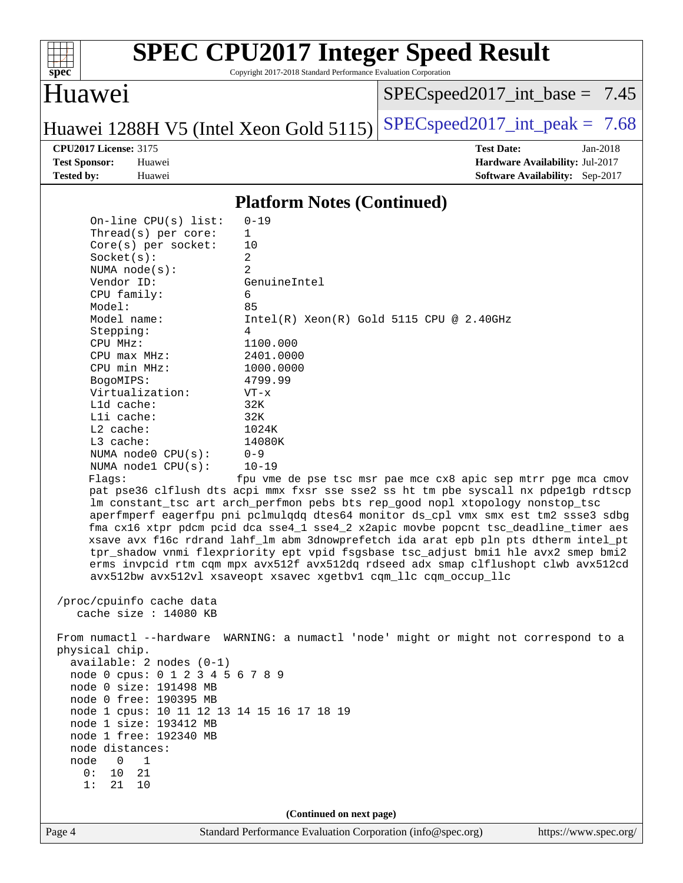## Platform Notes (Continued)

```
On-line CPU(s) list:   0-19
Thread(s) per core:    1
Core(s) per socket:    10
Socket(s):             2
NUMA node(s):          2
Vendor ID:             GenuineIntel
CPU family:            6
Model:                 85
Model name:            Intel(R) Xeon(R) Gold 5115 CPU @ 2.40GHz
Stepping:              4
CPU MHz:               1100.000
CPU max MHz:           2401.0000
CPU min MHz:           1000.0000
BogoMIPS:              4799.99
Virtualization:        VT-x
L1d cache:             32K
L1i cache:             32K
L2 cache:              1024K
L3 cache:              14080K
NUMA node0 CPU(s):     0-9
NUMA node1 CPU(s):     10-19
Flags:                fpu vme de pse tsc msr pae mce cx8 apic sep mtrr pge mca cmov
pat pse36 clflush dts acpi mmx fxsr sse sse2 ss ht tm pbe syscall nx pdpe1gb rdtscp
lm constant_tsc art arch_perfmon pebs bts rep_good nopl xtopology nonstop_tsc
aperfmperf eagerfpu pni pclmulqdq dtes64 monitor ds_cpl vmx smx est tm2 ssse3 sdbg
fma cx16 xtpr pdcm pcid dca sse4_1 sse4_2 x2apic movbe popcnt tsc_deadline_timer aes
xsave avx f16c rdrand lahf_lm abm 3dnowprefetch ida arat epb pln pts dtherm intel_pt
tpr_shadow vnmi flexpriority ept vpid fsgsbase tsc_adjust bmi1 hle avx2 smep bmi2
erms invpcid rtm cqm mpx avx512f avx512dq rdseed adx smap clflushopt clwb avx512cd
avx512bw avx512vl xsaveopt xsavec xgetbv1 cqm_llc cqm_occup_llc

/proc/cpuinfo cache data
   cache size : 14080 KB

From numactl --hardware  WARNING: a numactl 'node' might or might not correspond to a
physical chip.
  available: 2 nodes (0-1)
  node 0 cpus: 0 1 2 3 4 5 6 7 8 9
  node 0 size: 191498 MB
  node 0 free: 190395 MB
  node 1 cpus: 10 11 12 13 14 15 16 17 18 19
  node 1 size: 193412 MB
  node 1 free: 192340 MB
  node distances:
  node   0   1
    0:  10  21
    1:  21  10
```

(Continued on next page)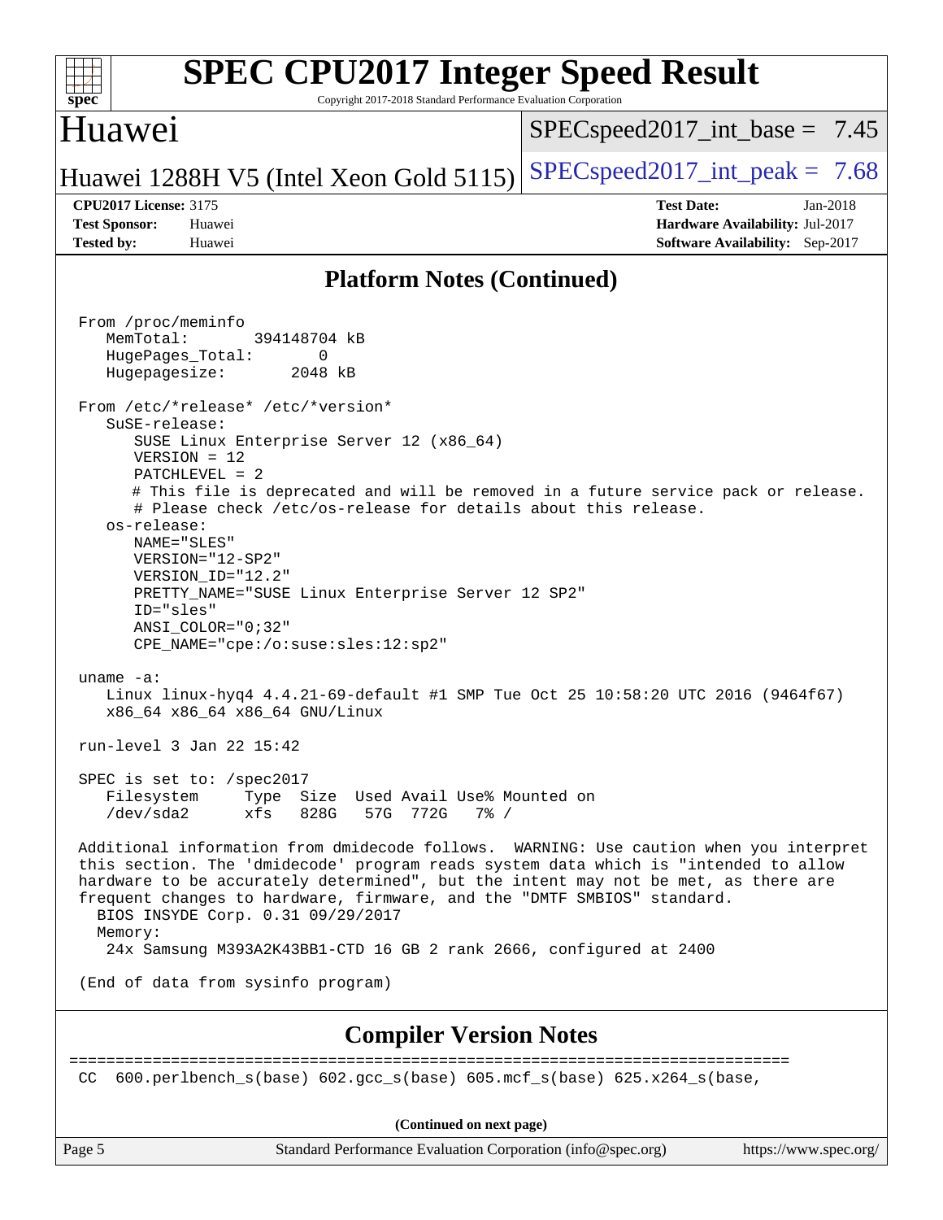## Platform Notes (Continued)

```
From /proc/meminfo
   MemTotal:       394148704 kB
   HugePages_Total:       0
   Hugepagesize:       2048 kB

From /etc/*release* /etc/*version*
   SuSE-release:
      SUSE Linux Enterprise Server 12 (x86_64)
      VERSION = 12
      PATCHLEVEL = 2
      # This file is deprecated and will be removed in a future service pack or release.
      # Please check /etc/os-release for details about this release.
   os-release:
      NAME="SLES"
      VERSION="12-SP2"
      VERSION_ID="12.2"
      PRETTY_NAME="SUSE Linux Enterprise Server 12 SP2"
      ID="sles"
      ANSI_COLOR="0;32"
      CPE_NAME="cpe:/o:suse:sles:12:sp2"

uname -a:
   Linux linux-hyq4 4.4.21-69-default #1 SMP Tue Oct 25 10:58:20 UTC 2016 (9464f67)
   x86_64 x86_64 x86_64 GNU/Linux

run-level 3 Jan 22 15:42

SPEC is set to: /spec2017
   Filesystem     Type  Size  Used Avail Use% Mounted on
   /dev/sda2      xfs   828G   57G  772G   7% /

Additional information from dmidecode follows.  WARNING: Use caution when you interpret
this section. The 'dmidecode' program reads system data which is "intended to allow
hardware to be accurately determined", but the intent may not be met, as there are
frequent changes to hardware, firmware, and the "DMTF SMBIOS" standard.
  BIOS INSYDE Corp. 0.31 09/29/2017
  Memory:
   24x Samsung M393A2K43BB1-CTD 16 GB 2 rank 2666, configured at 2400

(End of data from sysinfo program)
```

## Compiler Version Notes

```
==============================================================================
 CC  600.perlbench_s(base) 602.gcc_s(base) 605.mcf_s(base) 625.x264_s(base,
```

(Continued on next page)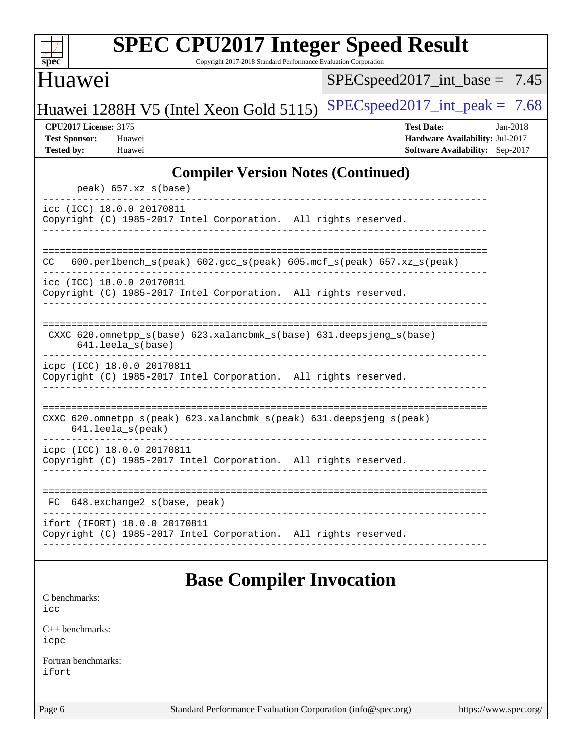## Compiler Version Notes (Continued)

```
      peak) 657.xz_s(base)
------------------------------------------------------------------------------
icc (ICC) 18.0.0 20170811
Copyright (C) 1985-2017 Intel Corporation.  All rights reserved.
------------------------------------------------------------------------------

==============================================================================
CC   600.perlbench_s(peak) 602.gcc_s(peak) 605.mcf_s(peak) 657.xz_s(peak)
------------------------------------------------------------------------------
icc (ICC) 18.0.0 20170811
Copyright (C) 1985-2017 Intel Corporation.  All rights reserved.
------------------------------------------------------------------------------

==============================================================================
 CXXC 620.omnetpp_s(base) 623.xalancbmk_s(base) 631.deepsjeng_s(base)
      641.leela_s(base)
------------------------------------------------------------------------------
icpc (ICC) 18.0.0 20170811
Copyright (C) 1985-2017 Intel Corporation.  All rights reserved.
------------------------------------------------------------------------------

==============================================================================
CXXC 620.omnetpp_s(peak) 623.xalancbmk_s(peak) 631.deepsjeng_s(peak)
     641.leela_s(peak)
------------------------------------------------------------------------------
icpc (ICC) 18.0.0 20170811
Copyright (C) 1985-2017 Intel Corporation.  All rights reserved.
------------------------------------------------------------------------------

==============================================================================
 FC  648.exchange2_s(base, peak)
------------------------------------------------------------------------------
ifort (IFORT) 18.0.0 20170811
Copyright (C) 1985-2017 Intel Corporation.  All rights reserved.
------------------------------------------------------------------------------
```

## Base Compiler Invocation

C benchmarks:
icc

C++ benchmarks:
icpc

Fortran benchmarks:
ifort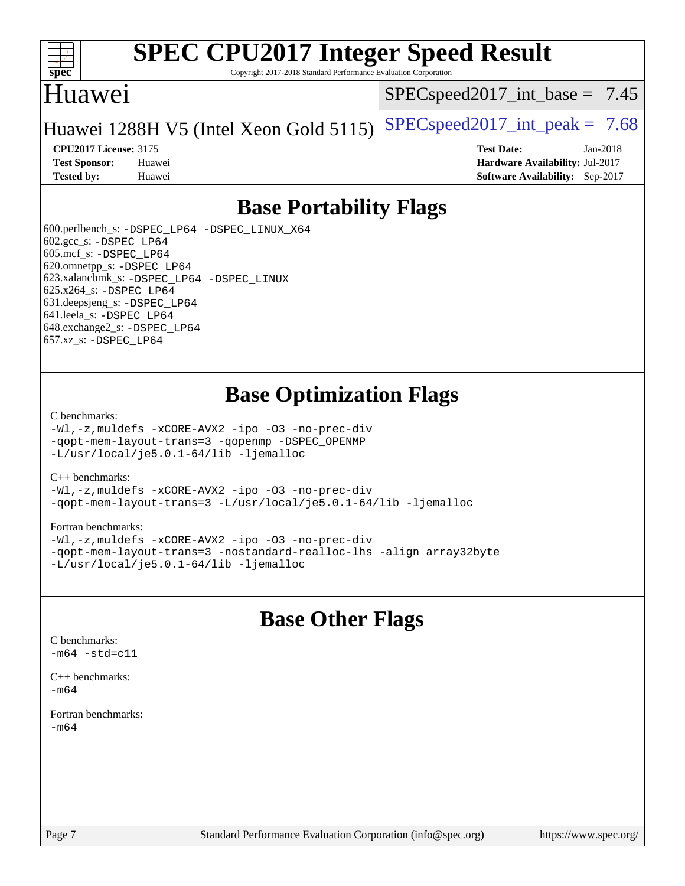# SPEC CPU2017 Integer Speed Result

Copyright 2017-2018 Standard Performance Evaluation Corporation

## Huawei

Huawei 1288H V5 (Intel Xeon Gold 5115)

SPECspeed2017_int_base = 7.45

SPECspeed2017_int_peak = 7.68

**CPU2017 License:** 3175
**Test Sponsor:** Huawei
**Tested by:** Huawei

**Test Date:** Jan-2018
**Hardware Availability:** Jul-2017
**Software Availability:** Sep-2017

## Base Portability Flags

600.perlbench_s: -DSPEC_LP64 -DSPEC_LINUX_X64
602.gcc_s: -DSPEC_LP64
605.mcf_s: -DSPEC_LP64
620.omnetpp_s: -DSPEC_LP64
623.xalancbmk_s: -DSPEC_LP64 -DSPEC_LINUX
625.x264_s: -DSPEC_LP64
631.deepsjeng_s: -DSPEC_LP64
641.leela_s: -DSPEC_LP64
648.exchange2_s: -DSPEC_LP64
657.xz_s: -DSPEC_LP64

## Base Optimization Flags

C benchmarks:
```
-Wl,-z,muldefs -xCORE-AVX2 -ipo -O3 -no-prec-div
-qopt-mem-layout-trans=3 -qopenmp -DSPEC_OPENMP
-L/usr/local/je5.0.1-64/lib -ljemalloc
```

C++ benchmarks:
```
-Wl,-z,muldefs -xCORE-AVX2 -ipo -O3 -no-prec-div
-qopt-mem-layout-trans=3 -L/usr/local/je5.0.1-64/lib -ljemalloc
```

Fortran benchmarks:
```
-Wl,-z,muldefs -xCORE-AVX2 -ipo -O3 -no-prec-div
-qopt-mem-layout-trans=3 -nostandard-realloc-lhs -align array32byte
-L/usr/local/je5.0.1-64/lib -ljemalloc
```

## Base Other Flags

C benchmarks:
```
-m64 -std=c11
```

C++ benchmarks:
```
-m64
```

Fortran benchmarks:
```
-m64
```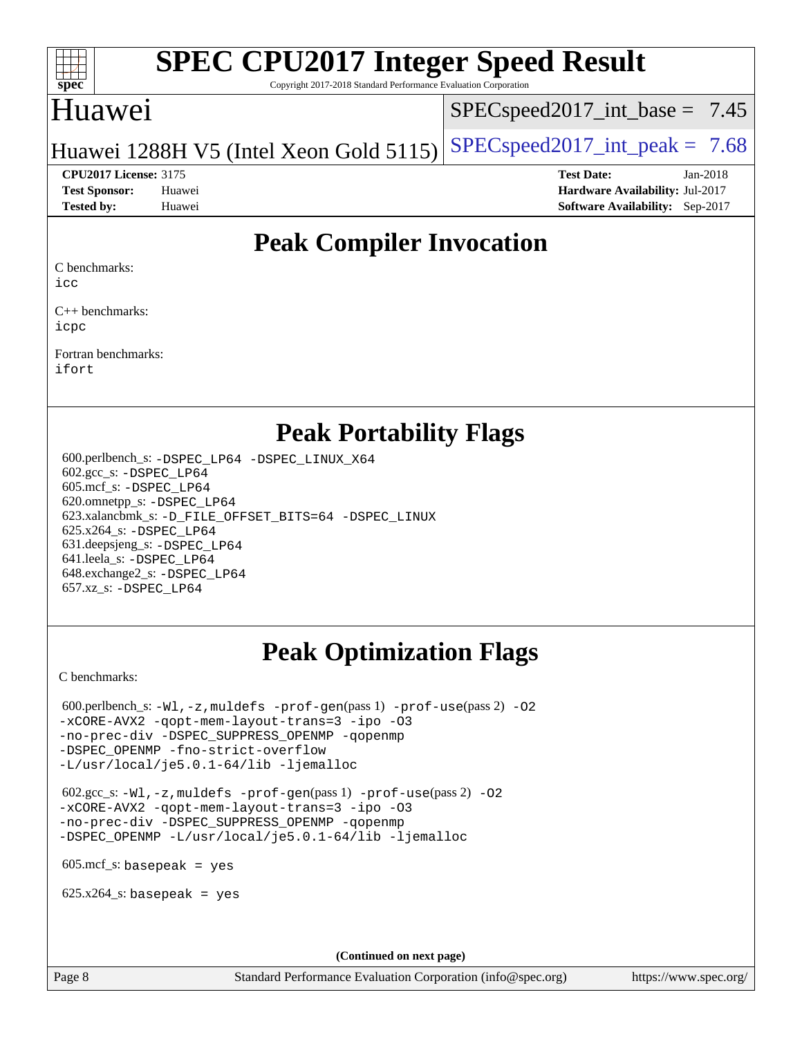# SPEC CPU2017 Integer Speed Result

Copyright 2017-2018 Standard Performance Evaluation Corporation

## Huawei

Huawei 1288H V5 (Intel Xeon Gold 5115)

SPECspeed2017_int_base = 7.45

SPECspeed2017_int_peak = 7.68

**CPU2017 License:** 3175
**Test Sponsor:** Huawei
**Tested by:** Huawei

**Test Date:** Jan-2018
**Hardware Availability:** Jul-2017
**Software Availability:** Sep-2017

## Peak Compiler Invocation

C benchmarks:
icc

C++ benchmarks:
icpc

Fortran benchmarks:
ifort

## Peak Portability Flags

600.perlbench_s: -DSPEC_LP64 -DSPEC_LINUX_X64
602.gcc_s: -DSPEC_LP64
605.mcf_s: -DSPEC_LP64
620.omnetpp_s: -DSPEC_LP64
623.xalancbmk_s: -D_FILE_OFFSET_BITS=64 -DSPEC_LINUX
625.x264_s: -DSPEC_LP64
631.deepsjeng_s: -DSPEC_LP64
641.leela_s: -DSPEC_LP64
648.exchange2_s: -DSPEC_LP64
657.xz_s: -DSPEC_LP64

## Peak Optimization Flags

C benchmarks:

600.perlbench_s: -Wl,-z,muldefs -prof-gen(pass 1) -prof-use(pass 2) -O2 -xCORE-AVX2 -qopt-mem-layout-trans=3 -ipo -O3 -no-prec-div -DSPEC_SUPPRESS_OPENMP -qopenmp -DSPEC_OPENMP -fno-strict-overflow -L/usr/local/je5.0.1-64/lib -ljemalloc

602.gcc_s: -Wl,-z,muldefs -prof-gen(pass 1) -prof-use(pass 2) -O2 -xCORE-AVX2 -qopt-mem-layout-trans=3 -ipo -O3 -no-prec-div -DSPEC_SUPPRESS_OPENMP -qopenmp -DSPEC_OPENMP -L/usr/local/je5.0.1-64/lib -ljemalloc

605.mcf_s: basepeak = yes

625.x264_s: basepeak = yes

(Continued on next page)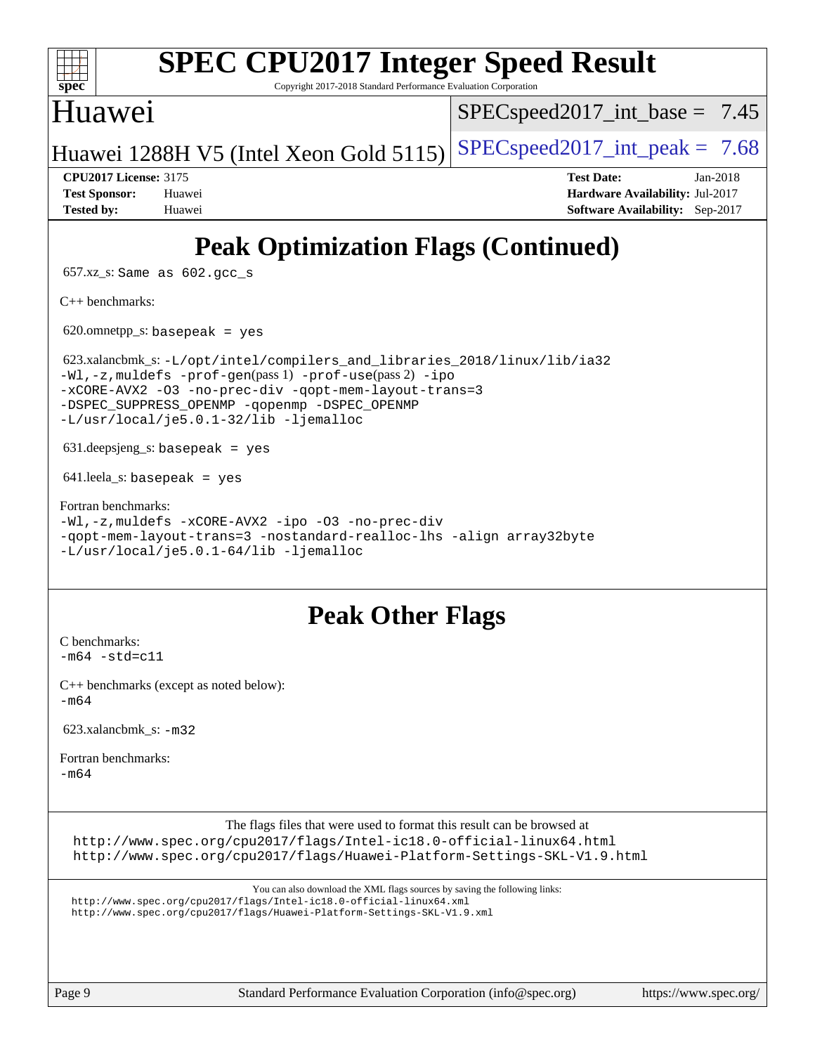## Peak Optimization Flags (Continued)

657.xz_s: `Same as 602.gcc_s`

C++ benchmarks:

620.omnetpp_s: `basepeak = yes`

623.xalancbmk_s: `-L/opt/intel/compilers_and_libraries_2018/linux/lib/ia32 -Wl,-z,muldefs -prof-gen(pass 1) -prof-use(pass 2) -ipo -xCORE-AVX2 -O3 -no-prec-div -qopt-mem-layout-trans=3 -DSPEC_SUPPRESS_OPENMP -qopenmp -DSPEC_OPENMP -L/usr/local/je5.0.1-32/lib -ljemalloc`

631.deepsjeng_s: `basepeak = yes`

641.leela_s: `basepeak = yes`

Fortran benchmarks:
`-Wl,-z,muldefs -xCORE-AVX2 -ipo -O3 -no-prec-div -qopt-mem-layout-trans=3 -nostandard-realloc-lhs -align array32byte -L/usr/local/je5.0.1-64/lib -ljemalloc`

## Peak Other Flags

C benchmarks:
`-m64 -std=c11`

C++ benchmarks (except as noted below):
`-m64`

623.xalancbmk_s: `-m32`

Fortran benchmarks:
`-m64`

The flags files that were used to format this result can be browsed at
http://www.spec.org/cpu2017/flags/Intel-ic18.0-official-linux64.html
http://www.spec.org/cpu2017/flags/Huawei-Platform-Settings-SKL-V1.9.html

You can also download the XML flags sources by saving the following links:
http://www.spec.org/cpu2017/flags/Intel-ic18.0-official-linux64.xml
http://www.spec.org/cpu2017/flags/Huawei-Platform-Settings-SKL-V1.9.xml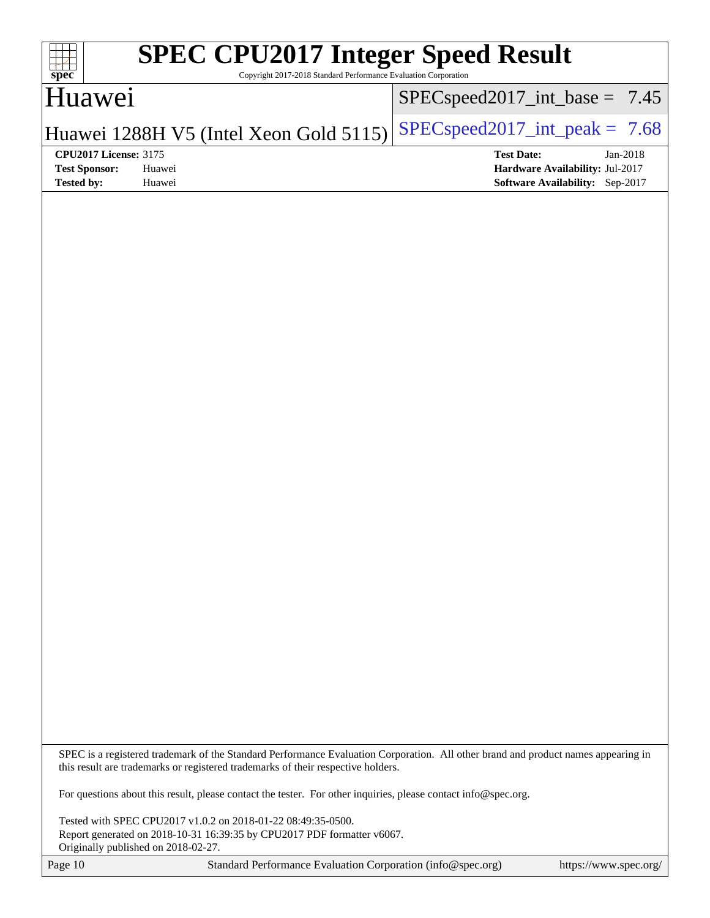# SPEC CPU2017 Integer Speed Result

Copyright 2017-2018 Standard Performance Evaluation Corporation

## Huawei

Huawei 1288H V5 (Intel Xeon Gold 5115)

SPECspeed2017_int_base = 7.45

SPECspeed2017_int_peak = 7.68

**CPU2017 License:** 3175
**Test Sponsor:** Huawei
**Tested by:** Huawei

**Test Date:** Jan-2018
**Hardware Availability:** Jul-2017
**Software Availability:** Sep-2017

SPEC is a registered trademark of the Standard Performance Evaluation Corporation. All other brand and product names appearing in this result are trademarks or registered trademarks of their respective holders.

For questions about this result, please contact the tester. For other inquiries, please contact info@spec.org.

Tested with SPEC CPU2017 v1.0.2 on 2018-01-22 08:49:35-0500.
Report generated on 2018-10-31 16:39:35 by CPU2017 PDF formatter v6067.
Originally published on 2018-02-27.

Standard Performance Evaluation Corporation (info@spec.org) https://www.spec.org/